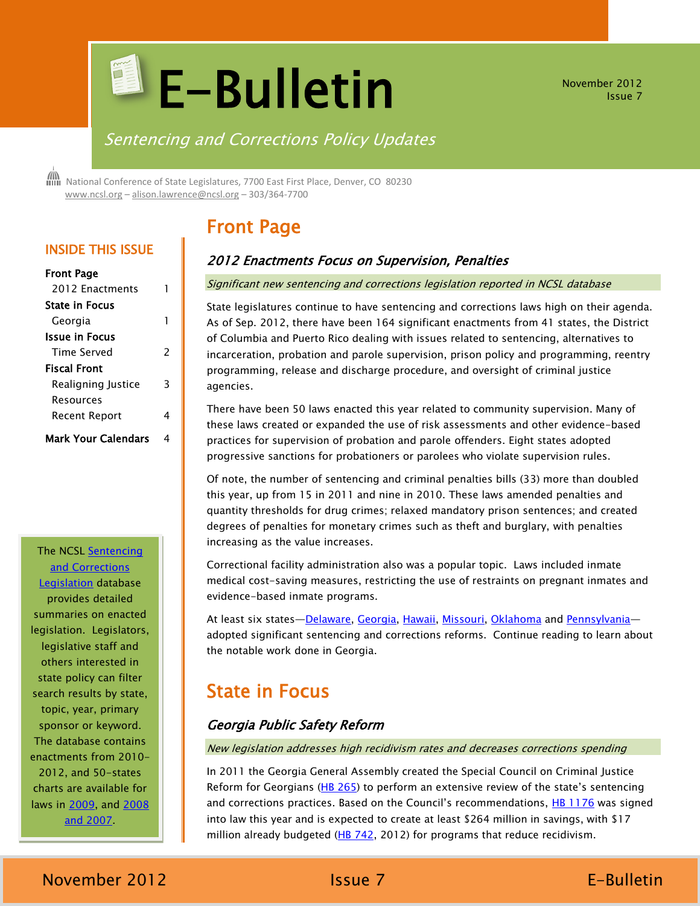# E-Bulletin

November 2012
Issue 7

*Sentencing and Corrections Policy Updates*

National Conference of State Legislatures, 7700 East First Place, Denver, CO 80230
www.ncsl.org – alison.lawrence@ncsl.org – 303/364-7700

## INSIDE THIS ISSUE

| | |
|---|---|
| **Front Page** | |
| 2012 Enactments | 1 |
| **State in Focus** | |
| Georgia | 1 |
| **Issue in Focus** | |
| Time Served | 2 |
| **Fiscal Front** | |
| Realigning Justice Resources | 3 |
| Recent Report | 4 |
| **Mark Your Calendars** | 4 |

The NCSL Sentencing and Corrections Legislation database provides detailed summaries on enacted legislation. Legislators, legislative staff and others interested in state policy can filter search results by state, topic, year, primary sponsor or keyword. The database contains enactments from 2010-2012, and 50-states charts are available for laws in 2009, and 2008 and 2007.

## Front Page

### *2012 Enactments Focus on Supervision, Penalties*

*Significant new sentencing and corrections legislation reported in NCSL database*

State legislatures continue to have sentencing and corrections laws high on their agenda. As of Sep. 2012, there have been 164 significant enactments from 41 states, the District of Columbia and Puerto Rico dealing with issues related to sentencing, alternatives to incarceration, probation and parole supervision, prison policy and programming, reentry programming, release and discharge procedure, and oversight of criminal justice agencies.

There have been 50 laws enacted this year related to community supervision. Many of these laws created or expanded the use of risk assessments and other evidence-based practices for supervision of probation and parole offenders. Eight states adopted progressive sanctions for probationers or parolees who violate supervision rules.

Of note, the number of sentencing and criminal penalties bills (33) more than doubled this year, up from 15 in 2011 and nine in 2010. These laws amended penalties and quantity thresholds for drug crimes; relaxed mandatory prison sentences; and created degrees of penalties for monetary crimes such as theft and burglary, with penalties increasing as the value increases.

Correctional facility administration also was a popular topic. Laws included inmate medical cost-saving measures, restricting the use of restraints on pregnant inmates and evidence-based inmate programs.

At least six states—Delaware, Georgia, Hawaii, Missouri, Oklahoma and Pennsylvania—adopted significant sentencing and corrections reforms. Continue reading to learn about the notable work done in Georgia.

## State in Focus

### *Georgia Public Safety Reform*

*New legislation addresses high recidivism rates and decreases corrections spending*

In 2011 the Georgia General Assembly created the Special Council on Criminal Justice Reform for Georgians (HB 265) to perform an extensive review of the state's sentencing and corrections practices. Based on the Council's recommendations, HB 1176 was signed into law this year and is expected to create at least $264 million in savings, with $17 million already budgeted (HB 742, 2012) for programs that reduce recidivism.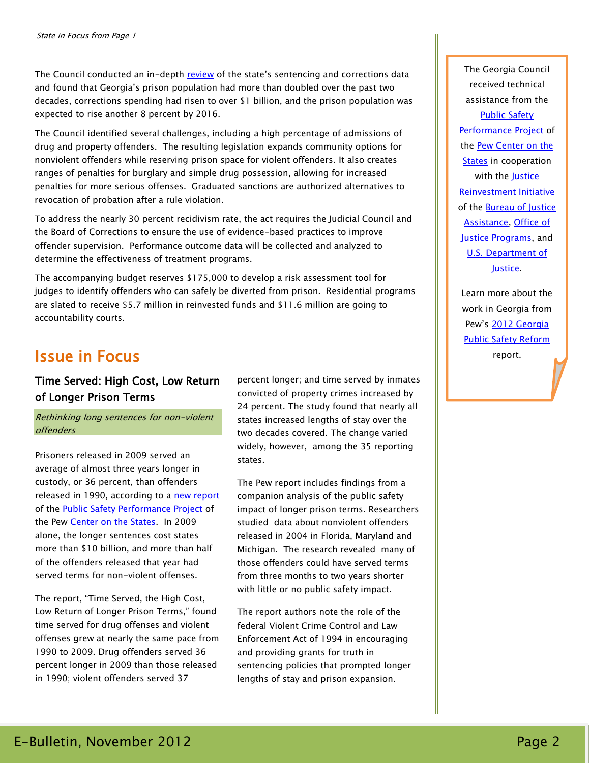*State in Focus from Page 1*

The Council conducted an in-depth review of the state's sentencing and corrections data and found that Georgia's prison population had more than doubled over the past two decades, corrections spending had risen to over $1 billion, and the prison population was expected to rise another 8 percent by 2016.

The Council identified several challenges, including a high percentage of admissions of drug and property offenders. The resulting legislation expands community options for nonviolent offenders while reserving prison space for violent offenders. It also creates ranges of penalties for burglary and simple drug possession, allowing for increased penalties for more serious offenses. Graduated sanctions are authorized alternatives to revocation of probation after a rule violation.

To address the nearly 30 percent recidivism rate, the act requires the Judicial Council and the Board of Corrections to ensure the use of evidence-based practices to improve offender supervision. Performance outcome data will be collected and analyzed to determine the effectiveness of treatment programs.

The accompanying budget reserves $175,000 to develop a risk assessment tool for judges to identify offenders who can safely be diverted from prison. Residential programs are slated to receive $5.7 million in reinvested funds and $11.6 million are going to accountability courts.

The Georgia Council received technical assistance from the Public Safety Performance Project of the Pew Center on the States in cooperation with the Justice Reinvestment Initiative of the Bureau of Justice Assistance, Office of Justice Programs, and U.S. Department of Justice.

Learn more about the work in Georgia from Pew's 2012 Georgia Public Safety Reform report.

## Issue in Focus

### Time Served: High Cost, Low Return of Longer Prison Terms

*Rethinking long sentences for non-violent offenders*

Prisoners released in 2009 served an average of almost three years longer in custody, or 36 percent, than offenders released in 1990, according to a new report of the Public Safety Performance Project of the Pew Center on the States. In 2009 alone, the longer sentences cost states more than $10 billion, and more than half of the offenders released that year had served terms for non-violent offenses.

The report, "Time Served, the High Cost, Low Return of Longer Prison Terms," found time served for drug offenses and violent offenses grew at nearly the same pace from 1990 to 2009. Drug offenders served 36 percent longer in 2009 than those released in 1990; violent offenders served 37 percent longer; and time served by inmates convicted of property crimes increased by 24 percent. The study found that nearly all states increased lengths of stay over the two decades covered. The change varied widely, however, among the 35 reporting states.

The Pew report includes findings from a companion analysis of the public safety impact of longer prison terms. Researchers studied data about nonviolent offenders released in 2004 in Florida, Maryland and Michigan. The research revealed many of those offenders could have served terms from three months to two years shorter with little or no public safety impact.

The report authors note the role of the federal Violent Crime Control and Law Enforcement Act of 1994 in encouraging and providing grants for truth in sentencing policies that prompted longer lengths of stay and prison expansion.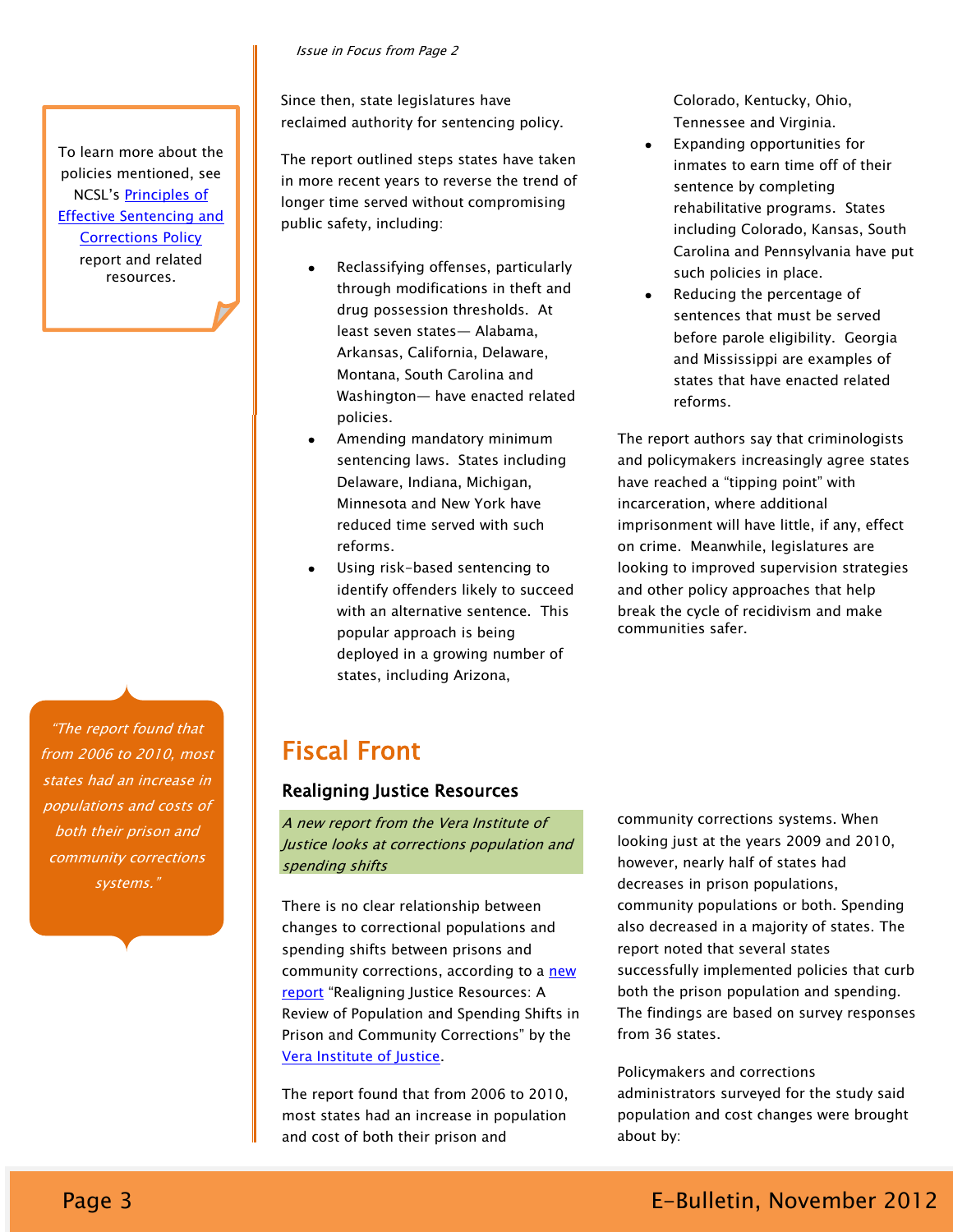*Issue in Focus from Page 2*

To learn more about the policies mentioned, see NCSL's Principles of Effective Sentencing and Corrections Policy report and related resources.

Since then, state legislatures have reclaimed authority for sentencing policy.

The report outlined steps states have taken in more recent years to reverse the trend of longer time served without compromising public safety, including:

- Reclassifying offenses, particularly through modifications in theft and drug possession thresholds. At least seven states— Alabama, Arkansas, California, Delaware, Montana, South Carolina and Washington— have enacted related policies.
- Amending mandatory minimum sentencing laws. States including Delaware, Indiana, Michigan, Minnesota and New York have reduced time served with such reforms.
- Using risk-based sentencing to identify offenders likely to succeed with an alternative sentence. This popular approach is being deployed in a growing number of states, including Arizona, Colorado, Kentucky, Ohio, Tennessee and Virginia.
- Expanding opportunities for inmates to earn time off of their sentence by completing rehabilitative programs. States including Colorado, Kansas, South Carolina and Pennsylvania have put such policies in place.
- Reducing the percentage of sentences that must be served before parole eligibility. Georgia and Mississippi are examples of states that have enacted related reforms.

The report authors say that criminologists and policymakers increasingly agree states have reached a "tipping point" with incarceration, where additional imprisonment will have little, if any, effect on crime. Meanwhile, legislatures are looking to improved supervision strategies and other policy approaches that help break the cycle of recidivism and make communities safer.

# Fiscal Front

### Realigning Justice Resources

*A new report from the Vera Institute of Justice looks at corrections population and spending shifts*

There is no clear relationship between changes to correctional populations and spending shifts between prisons and community corrections, according to a new report "Realigning Justice Resources: A Review of Population and Spending Shifts in Prison and Community Corrections" by the Vera Institute of Justice.

> *"The report found that from 2006 to 2010, most states had an increase in populations and costs of both their prison and community corrections systems."*

The report found that from 2006 to 2010, most states had an increase in population and cost of both their prison and community corrections systems. When looking just at the years 2009 and 2010, however, nearly half of states had decreases in prison populations, community populations or both. Spending also decreased in a majority of states. The report noted that several states successfully implemented policies that curb both the prison population and spending. The findings are based on survey responses from 36 states.

Policymakers and corrections administrators surveyed for the study said population and cost changes were brought about by: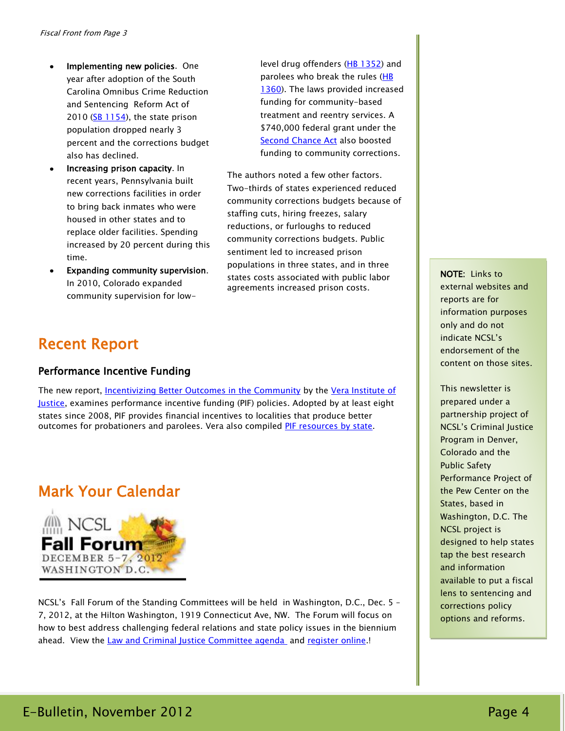*Fiscal Front from Page 3*

- **Implementing new policies**. One year after adoption of the South Carolina Omnibus Crime Reduction and Sentencing Reform Act of 2010 (SB 1154), the state prison population dropped nearly 3 percent and the corrections budget also has declined.
- **Increasing prison capacity**. In recent years, Pennsylvania built new corrections facilities in order to bring back inmates who were housed in other states and to replace older facilities. Spending increased by 20 percent during this time.
- **Expanding community supervision**. In 2010, Colorado expanded community supervision for low-level drug offenders (HB 1352) and parolees who break the rules (HB 1360). The laws provided increased funding for community-based treatment and reentry services. A $740,000 federal grant under the Second Chance Act also boosted funding to community corrections.

The authors noted a few other factors. Two-thirds of states experienced reduced community corrections budgets because of staffing cuts, hiring freezes, salary reductions, or furloughs to reduced community corrections budgets. Public sentiment led to increased prison populations in three states, and in three states costs associated with public labor agreements increased prison costs.

## Recent Report

### Performance Incentive Funding

The new report, Incentivizing Better Outcomes in the Community by the Vera Institute of Justice, examines performance incentive funding (PIF) policies. Adopted by at least eight states since 2008, PIF provides financial incentives to localities that produce better outcomes for probationers and parolees. Vera also compiled PIF resources by state.

## Mark Your Calendar

NCSL
Fall Forum
DECEMBER 5–7, 2012
WASHINGTON D.C.

NCSL's Fall Forum of the Standing Committees will be held in Washington, D.C., Dec. 5 – 7, 2012, at the Hilton Washington, 1919 Connecticut Ave, NW. The Forum will focus on how to best address challenging federal relations and state policy issues in the biennium ahead. View the Law and Criminal Justice Committee agenda and register online.!

**NOTE:** Links to external websites and reports are for information purposes only and do not indicate NCSL's endorsement of the content on those sites.

This newsletter is prepared under a partnership project of NCSL's Criminal Justice Program in Denver, Colorado and the Public Safety Performance Project of the Pew Center on the States, based in Washington, D.C. The NCSL project is designed to help states tap the best research and information available to put a fiscal lens to sentencing and corrections policy options and reforms.